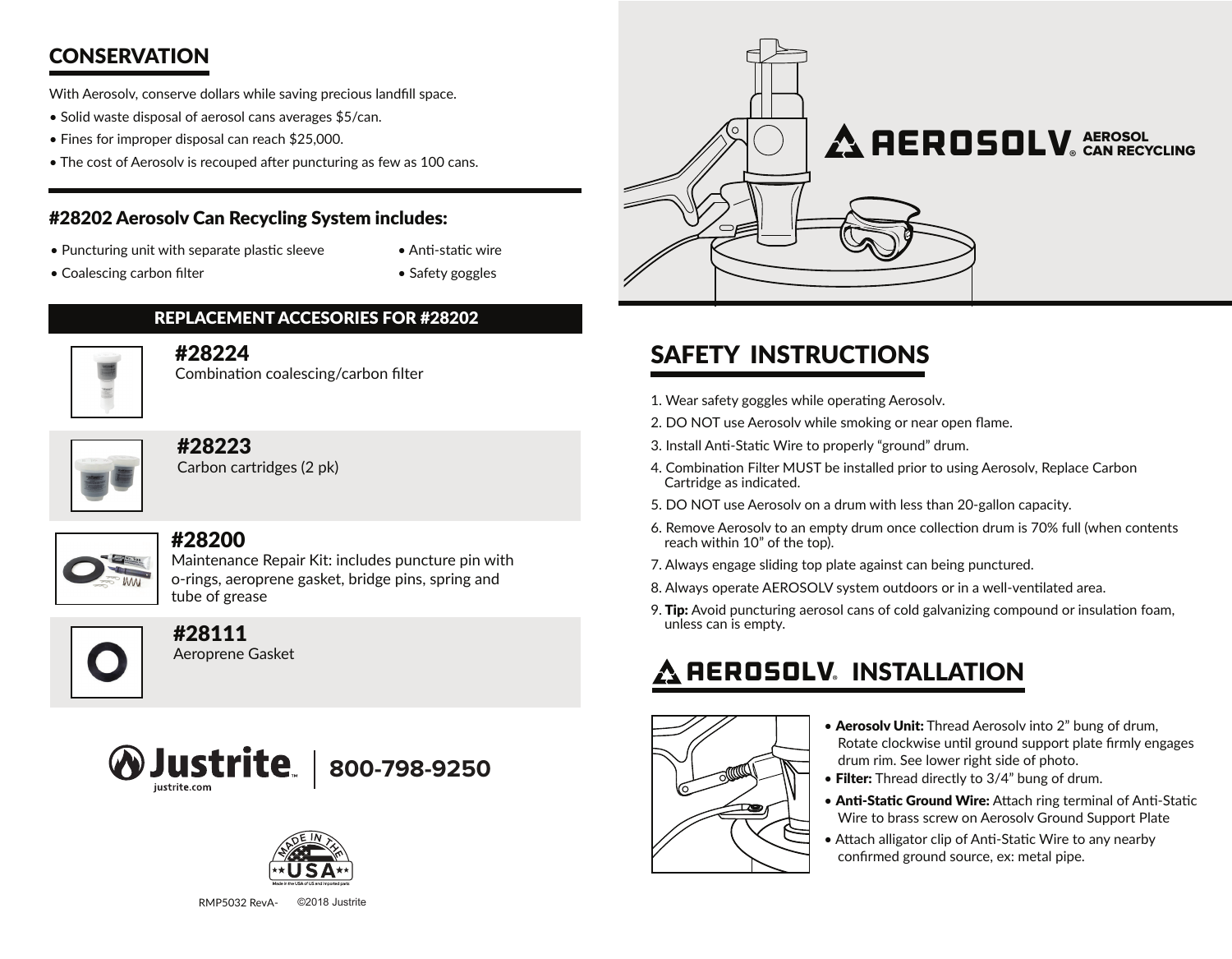## CONSERVATION

With Aerosolv, conserve dollars while saving precious landfill space.

- Solid waste disposal of aerosol cans averages $5/can.
- Fines for improper disposal can reach $25,000.
- The cost of Aerosolv is recouped after puncturing as few as 100 cans.

### #28202 Aerosolv Can Recycling System includes:

- Puncturing unit with separate plastic sleeve
- Coalescing carbon filter
- Anti-static wire
- Safety goggles

### REPLACEMENT ACCESORIES FOR #28202

**#28224**
Combination coalescing/carbon filter

**#28223**
Carbon cartridges (2 pk)

**#28200**
Maintenance Repair Kit: includes puncture pin with o-rings, aeroprene gasket, bridge pins, spring and tube of grease

**#28111**
Aeroprene Gasket

Justrite
justrite.com | 800-798-9250

MADE IN THE USA
Made in the USA of US and imported parts

RMP5032 RevA- ©2018 Justrite

# AEROSOLV® AEROSOL CAN RECYCLING

## SAFETY INSTRUCTIONS

1. Wear safety goggles while operating Aerosolv.
2. DO NOT use Aerosolv while smoking or near open flame.
3. Install Anti-Static Wire to properly "ground" drum.
4. Combination Filter MUST be installed prior to using Aerosolv, Replace Carbon Cartridge as indicated.
5. DO NOT use Aerosolv on a drum with less than 20-gallon capacity.
6. Remove Aerosolv to an empty drum once collection drum is 70% full (when contents reach within 10" of the top).
7. Always engage sliding top plate against can being punctured.
8. Always operate AEROSOLV system outdoors or in a well-ventilated area.
9. **Tip:** Avoid puncturing aerosol cans of cold galvanizing compound or insulation foam, unless can is empty.

## AEROSOLV® INSTALLATION

- **Aerosolv Unit:** Thread Aerosolv into 2" bung of drum, Rotate clockwise until ground support plate firmly engages drum rim. See lower right side of photo.
- **Filter:** Thread directly to 3/4" bung of drum.
- **Anti-Static Ground Wire:** Attach ring terminal of Anti-Static Wire to brass screw on Aerosolv Ground Support Plate
- Attach alligator clip of Anti-Static Wire to any nearby confirmed ground source, ex: metal pipe.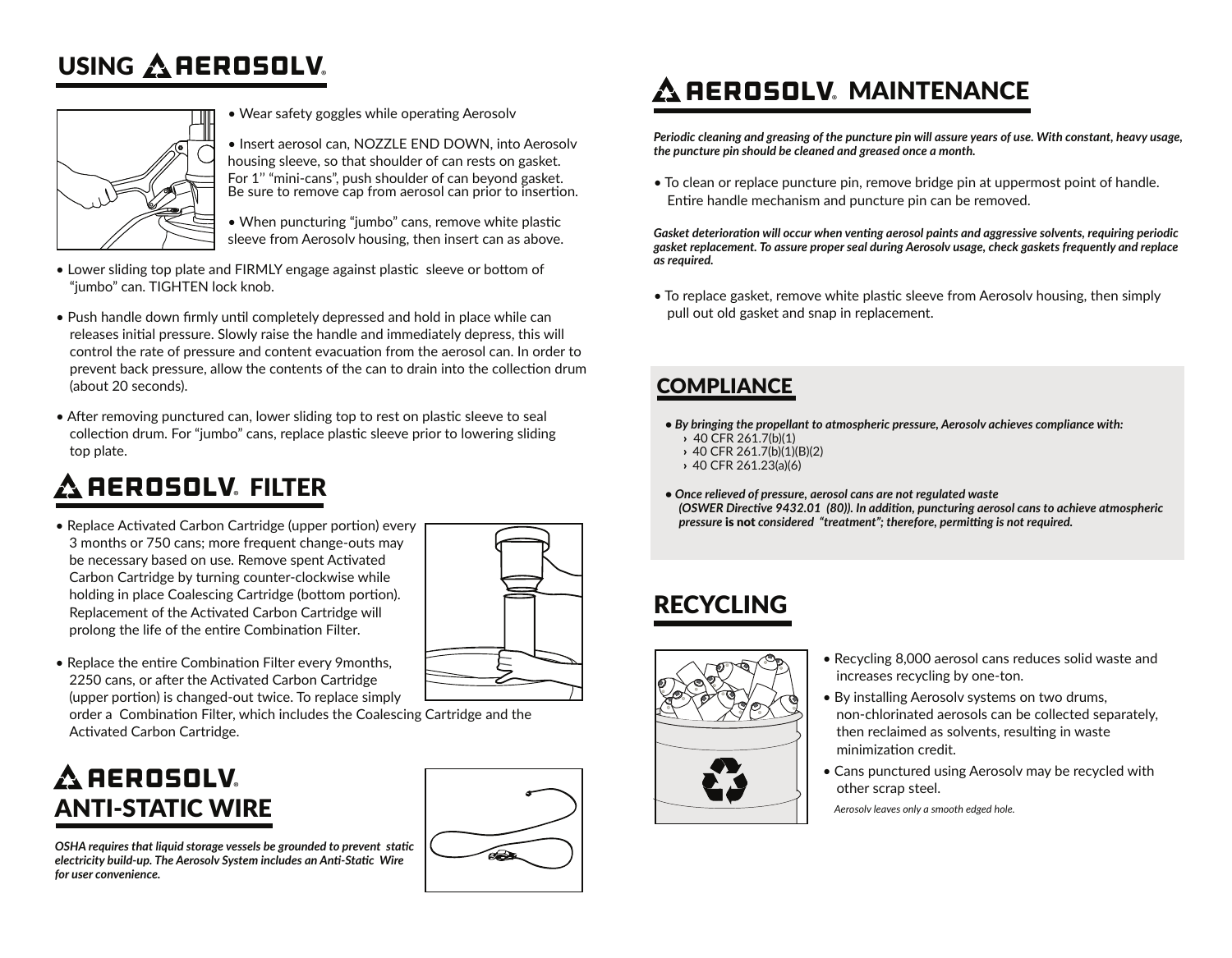## USING AEROSOLV

- Wear safety goggles while operating Aerosolv
- Insert aerosol can, NOZZLE END DOWN, into Aerosolv housing sleeve, so that shoulder of can rests on gasket. For 1" "mini-cans", push shoulder of can beyond gasket. Be sure to remove cap from aerosol can prior to insertion.
- When puncturing "jumbo" cans, remove white plastic sleeve from Aerosolv housing, then insert can as above.
- Lower sliding top plate and FIRMLY engage against plastic sleeve or bottom of "jumbo" can. TIGHTEN lock knob.
- Push handle down firmly until completely depressed and hold in place while can releases initial pressure. Slowly raise the handle and immediately depress, this will control the rate of pressure and content evacuation from the aerosol can. In order to prevent back pressure, allow the contents of the can to drain into the collection drum (about 20 seconds).
- After removing punctured can, lower sliding top to rest on plastic sleeve to seal collection drum. For "jumbo" cans, replace plastic sleeve prior to lowering sliding top plate.

## AEROSOLV FILTER

- Replace Activated Carbon Cartridge (upper portion) every 3 months or 750 cans; more frequent change-outs may be necessary based on use. Remove spent Activated Carbon Cartridge by turning counter-clockwise while holding in place Coalescing Cartridge (bottom portion). Replacement of the Activated Carbon Cartridge will prolong the life of the entire Combination Filter.
- Replace the entire Combination Filter every 9months, 2250 cans, or after the Activated Carbon Cartridge (upper portion) is changed-out twice. To replace simply order a Combination Filter, which includes the Coalescing Cartridge and the Activated Carbon Cartridge.

## AEROSOLV ANTI-STATIC WIRE

***OSHA requires that liquid storage vessels be grounded to prevent static electricity build-up. The Aerosolv System includes an Anti-Static Wire for user convenience.***

## AEROSOLV MAINTENANCE

***Periodic cleaning and greasing of the puncture pin will assure years of use. With constant, heavy usage, the puncture pin should be cleaned and greased once a month.***

- To clean or replace puncture pin, remove bridge pin at uppermost point of handle. Entire handle mechanism and puncture pin can be removed.

***Gasket deterioration will occur when venting aerosol paints and aggressive solvents, requiring periodic gasket replacement. To assure proper seal during Aerosolv usage, check gaskets frequently and replace as required.***

- To replace gasket, remove white plastic sleeve from Aerosolv housing, then simply pull out old gasket and snap in replacement.

## COMPLIANCE

- ***By bringing the propellant to atmospheric pressure, Aerosolv achieves compliance with:***
  - 40 CFR 261.7(b)(1)
  - 40 CFR 261.7(b)(1)(B)(2)
  - 40 CFR 261.23(a)(6)
- ***Once relieved of pressure, aerosol cans are not regulated waste (OSWER Directive 9432.01 (80)). In addition, puncturing aerosol cans to achieve atmospheric pressure*** **is not** ***considered "treatment"; therefore, permitting is not required.***

## RECYCLING

- Recycling 8,000 aerosol cans reduces solid waste and increases recycling by one-ton.
- By installing Aerosolv systems on two drums, non-chlorinated aerosols can be collected separately, then reclaimed as solvents, resulting in waste minimization credit.
- Cans punctured using Aerosolv may be recycled with other scrap steel.

*Aerosolv leaves only a smooth edged hole.*